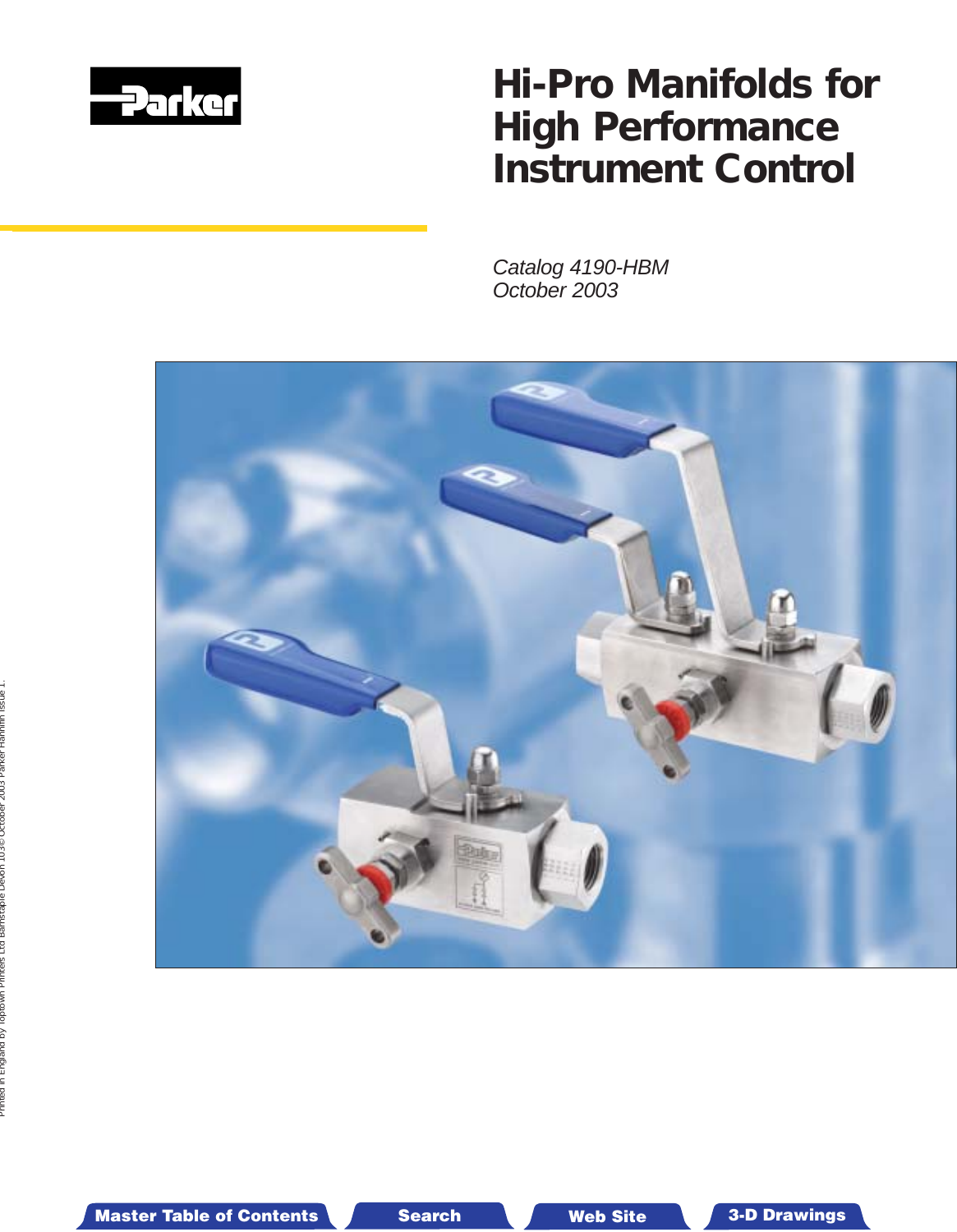Parker

# Hi-Pro Manifolds for High Performance Instrument Control

*Catalog 4190-HBM*
*October 2003*

Printed in England by Toptown Printers Ltd Barnstaple Devon 103© October 2003 Parker Hannifin Issue 1.

Master Table of Contents | Search | Web Site | 3-D Drawings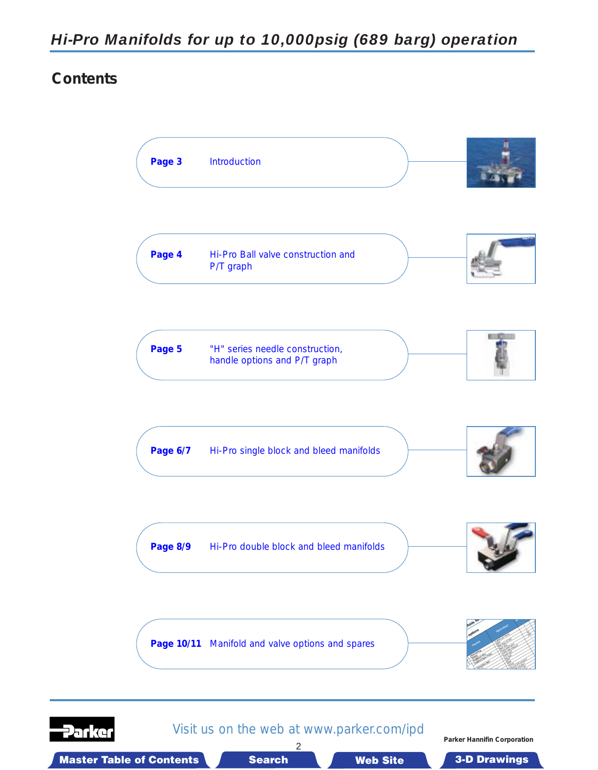# Hi-Pro Manifolds for up to 10,000psig (689 barg) operation

## Contents

**Page 3** Introduction

**Page 4** Hi-Pro Ball valve construction and P/T graph

**Page 5** "H" series needle construction, handle options and P/T graph

**Page 6/7** Hi-Pro single block and bleed manifolds

**Page 8/9** Hi-Pro double block and bleed manifolds

**Page 10/11** Manifold and valve options and spares

Visit us on the web at www.parker.com/ipd

Parker Hannifin Corporation

Master Table of Contents | Search | Web Site | 3-D Drawings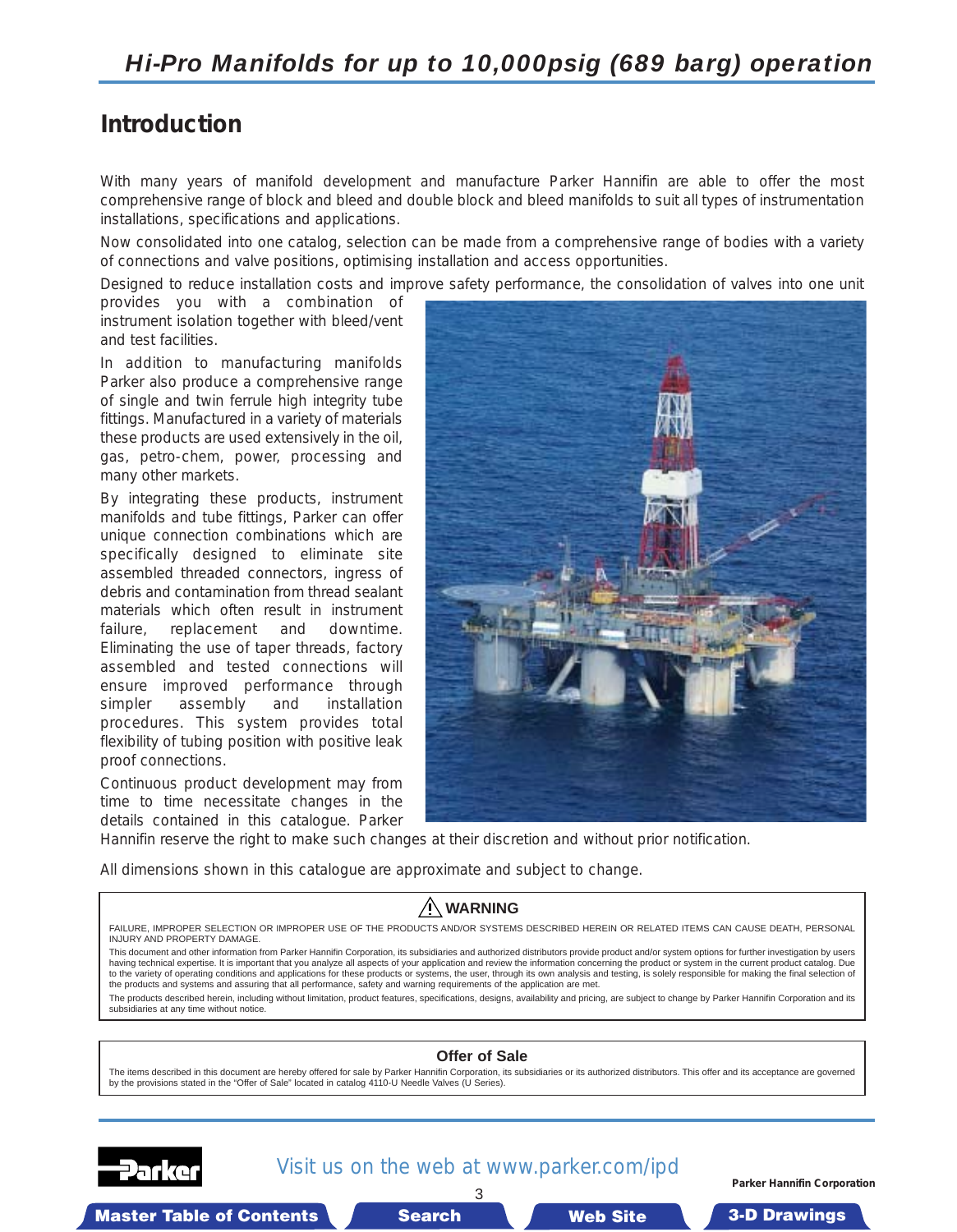# Hi-Pro Manifolds for up to 10,000psig (689 barg) operation

## Introduction

With many years of manifold development and manufacture Parker Hannifin are able to offer the most comprehensive range of block and bleed and double block and bleed manifolds to suit all types of instrumentation installations, specifications and applications.

Now consolidated into one catalog, selection can be made from a comprehensive range of bodies with a variety of connections and valve positions, optimising installation and access opportunities.

Designed to reduce installation costs and improve safety performance, the consolidation of valves into one unit provides you with a combination of instrument isolation together with bleed/vent and test facilities.

In addition to manufacturing manifolds Parker also produce a comprehensive range of single and twin ferrule high integrity tube fittings. Manufactured in a variety of materials these products are used extensively in the oil, gas, petro-chem, power, processing and many other markets.

By integrating these products, instrument manifolds and tube fittings, Parker can offer unique connection combinations which are specifically designed to eliminate site assembled threaded connectors, ingress of debris and contamination from thread sealant materials which often result in instrument failure, replacement and downtime. Eliminating the use of taper threads, factory assembled and tested connections will ensure improved performance through simpler assembly and installation procedures. This system provides total flexibility of tubing position with positive leak proof connections.

Continuous product development may from time to time necessitate changes in the details contained in this catalogue. Parker Hannifin reserve the right to make such changes at their discretion and without prior notification.

All dimensions shown in this catalogue are approximate and subject to change.

---

**⚠ WARNING**

FAILURE, IMPROPER SELECTION OR IMPROPER USE OF THE PRODUCTS AND/OR SYSTEMS DESCRIBED HEREIN OR RELATED ITEMS CAN CAUSE DEATH, PERSONAL INJURY AND PROPERTY DAMAGE.

This document and other information from Parker Hannifin Corporation, its subsidiaries and authorized distributors provide product and/or system options for further investigation by users having technical expertise. It is important that you analyze all aspects of your application and review the information concerning the product or system in the current product catalog. Due to the variety of operating conditions and applications for these products or systems, the user, through its own analysis and testing, is solely responsible for making the final selection of the products and systems and assuring that all performance, safety and warning requirements of the application are met.

The products described herein, including without limitation, product features, specifications, designs, availability and pricing, are subject to change by Parker Hannifin Corporation and its subsidiaries at any time without notice.

---

**Offer of Sale**

The items described in this document are hereby offered for sale by Parker Hannifin Corporation, its subsidiaries or its authorized distributors. This offer and its acceptance are governed by the provisions stated in the "Offer of Sale" located in catalog 4110-U Needle Valves (U Series).

---

Visit us on the web at www.parker.com/ipd

Parker Hannifin Corporation

Master Table of Contents | Search | Web Site | 3-D Drawings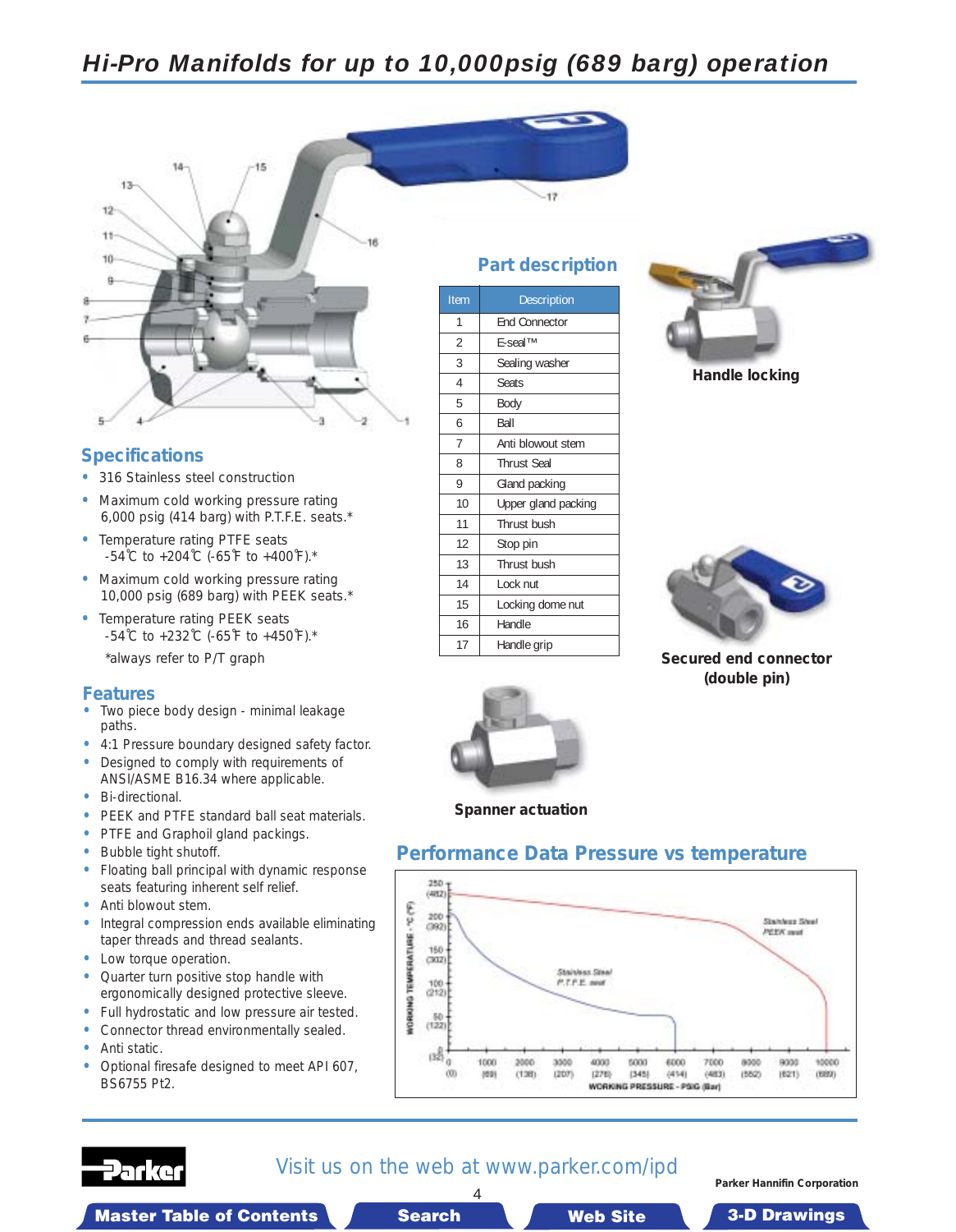# Hi-Pro Manifolds for up to 10,000psig (689 barg) operation

## Part description

| Item | Description |
|---|---|
| 1 | End Connector |
| 2 | E-seal™ |
| 3 | Sealing washer |
| 4 | Seats |
| 5 | Body |
| 6 | Ball |
| 7 | Anti blowout stem |
| 8 | Thrust Seal |
| 9 | Gland packing |
| 10 | Upper gland packing |
| 11 | Thrust bush |
| 12 | Stop pin |
| 13 | Thrust bush |
| 14 | Lock nut |
| 15 | Locking dome nut |
| 16 | Handle |
| 17 | Handle grip |

Handle locking

Secured end connector (double pin)

Spanner actuation

## Specifications

- 316 Stainless steel construction
- Maximum cold working pressure rating 6,000 psig (414 barg) with P.T.F.E. seats.*
- Temperature rating PTFE seats -54℃ to +204℃ (-65℉ to +400℉).*
- Maximum cold working pressure rating 10,000 psig (689 barg) with PEEK seats.*
- Temperature rating PEEK seats -54℃ to +232℃ (-65℉ to +450℉).*

*always refer to P/T graph

## Features

- Two piece body design - minimal leakage paths.
- 4:1 Pressure boundary designed safety factor.
- Designed to comply with requirements of ANSI/ASME B16.34 where applicable.
- Bi-directional.
- PEEK and PTFE standard ball seat materials.
- PTFE and Graphoil gland packings.
- Bubble tight shutoff.
- Floating ball principal with dynamic response seats featuring inherent self relief.
- Anti blowout stem.
- Integral compression ends available eliminating taper threads and thread sealants.
- Low torque operation.
- Quarter turn positive stop handle with ergonomically designed protective sleeve.
- Full hydrostatic and low pressure air tested.
- Connector thread environmentally sealed.
- Anti static.
- Optional firesafe designed to meet API 607, BS6755 Pt2.

## Performance Data Pressure vs temperature

Visit us on the web at www.parker.com/ipd

Parker Hannifin Corporation

Master Table of Contents | Search | Web Site | 3-D Drawings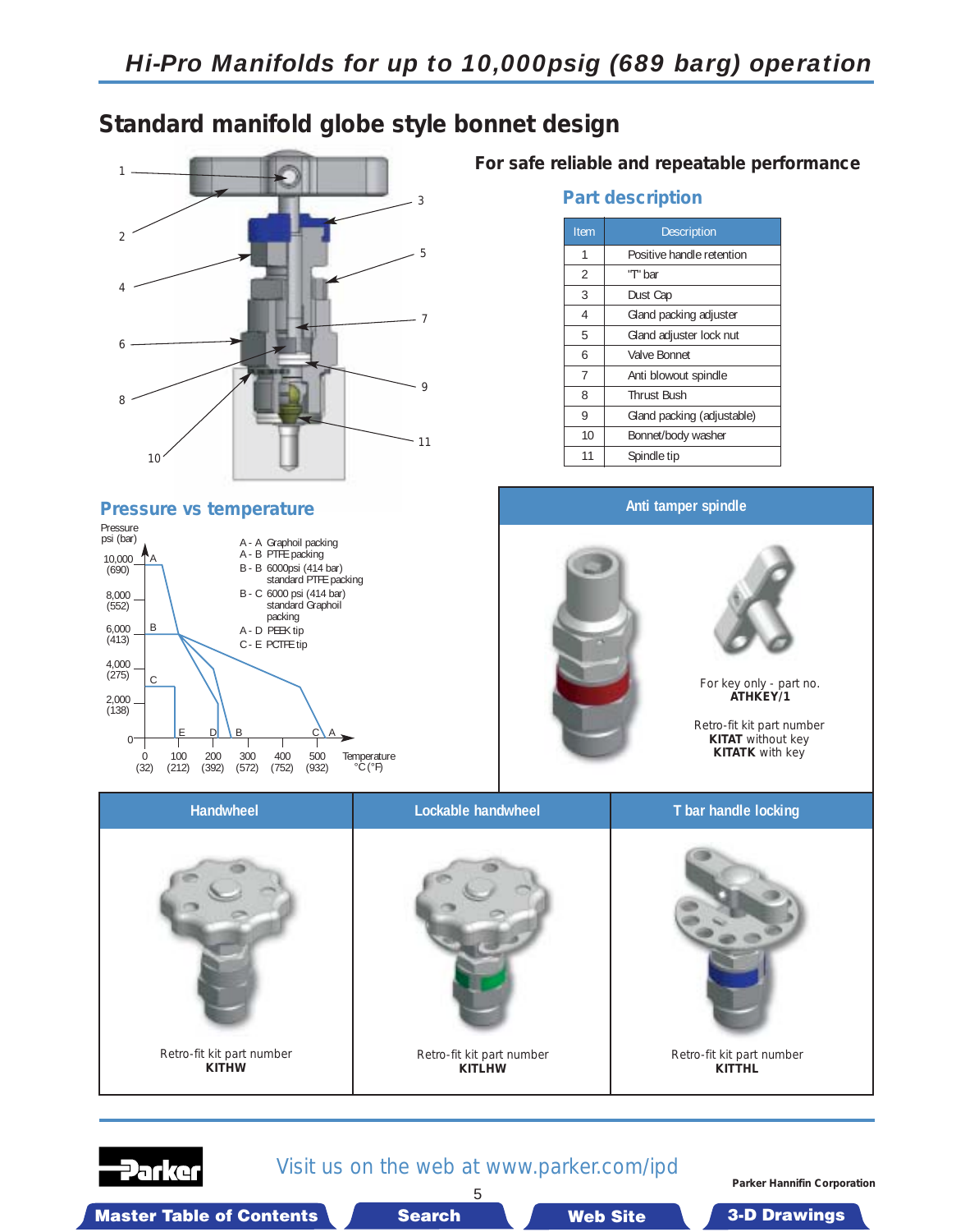## Standard manifold globe style bonnet design

### For safe reliable and repeatable performance

### Part description

| Item | Description |
|---|---|
| 1 | Positive handle retention |
| 2 | "T" bar |
| 3 | Dust Cap |
| 4 | Gland packing adjuster |
| 5 | Gland adjuster lock nut |
| 6 | Valve Bonnet |
| 7 | Anti blowout spindle |
| 8 | Thrust Bush |
| 9 | Gland packing (adjustable) |
| 10 | Bonnet/body washer |
| 11 | Spindle tip |

### Pressure vs temperature

A - A Graphoil packing
A - B PTFE packing
B - B 6000psi (414 bar) standard PTFE packing
B - C 6000 psi (414 bar) standard Graphoil packing
A - D PEEK tip
C - E PCTFE tip

### Anti tamper spindle

For key only - part no. **ATHKEY/1**

Retro-fit kit part number
**KITAT** without key
**KITATK** with key

### Handwheel

Retro-fit kit part number
**KITHW**

### Lockable handwheel

Retro-fit kit part number
**KITLHW**

### T bar handle locking

Retro-fit kit part number
**KITTHL**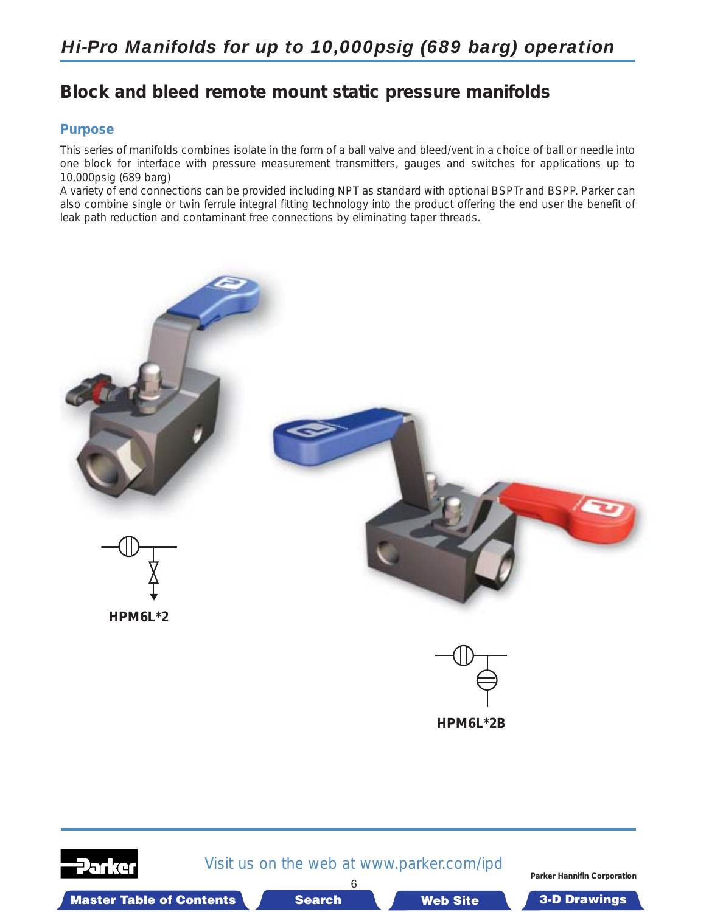# Hi-Pro Manifolds for up to 10,000psig (689 barg) operation

## Block and bleed remote mount static pressure manifolds

### Purpose

This series of manifolds combines isolate in the form of a ball valve and bleed/vent in a choice of ball or needle into one block for interface with pressure measurement transmitters, gauges and switches for applications up to 10,000psig (689 barg)

A variety of end connections can be provided including NPT as standard with optional BSPTr and BSPP. Parker can also combine single or twin ferrule integral fitting technology into the product offering the end user the benefit of leak path reduction and contaminant free connections by eliminating taper threads.

**HPM6L*2**

**HPM6L*2B**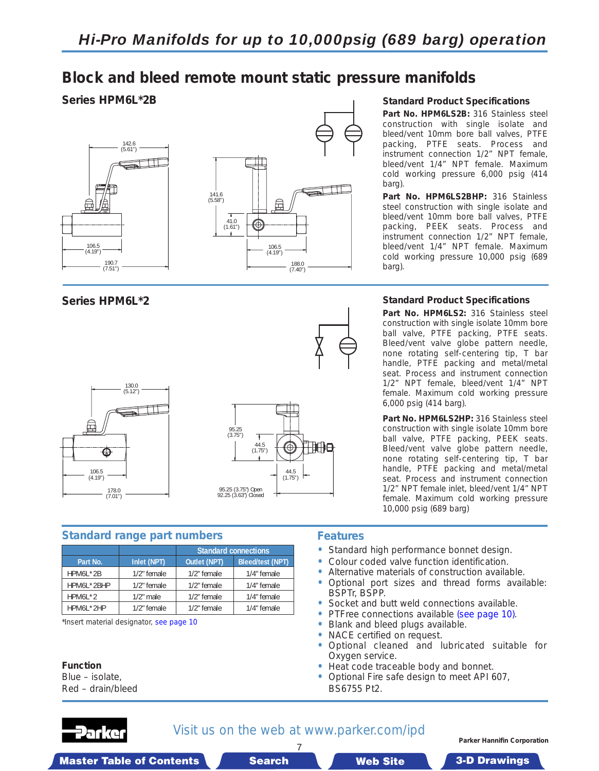## Hi-Pro Manifolds for up to 10,000psig (689 barg) operation

# Block and bleed remote mount static pressure manifolds

### Series HPM6L*2B

142.6 (5.61")

106.5 (4.19")

190.7 (7.51")

141.6 (5.58")

41.0 (1.61")

106.5 (4.19")

188.0 (7.40")

### Standard Product Specifications

**Part No. HPM6LS2B:** 316 Stainless steel construction with single isolate and bleed/vent 10mm bore ball valves, PTFE packing, PTFE seats. Process and instrument connection 1/2" NPT female, bleed/vent 1/4" NPT female. Maximum cold working pressure 6,000 psig (414 barg).

**Part No. HPM6LS2BHP:** 316 Stainless steel construction with single isolate and bleed/vent 10mm bore ball valves, PTFE packing, PEEK seats. Process and instrument connection 1/2" NPT female, bleed/vent 1/4" NPT female. Maximum cold working pressure 10,000 psig (689 barg).

### Series HPM6L*2

130.0 (5.12")

106.5 (4.19")

178.0 (7.01")

95.25 (3.75")

44.5 (1.75")

44.5 (1.75")

95.25 (3.75") Open
92.25 (3.63") Closed

### Standard Product Specifications

**Part No. HPM6LS2:** 316 Stainless steel construction with single isolate 10mm bore ball valve, PTFE packing, PTFE seats. Bleed/vent valve globe pattern needle, none rotating self-centering tip, T bar handle, PTFE packing and metal/metal seat. Process and instrument connection 1/2" NPT female, bleed/vent 1/4" NPT female. Maximum cold working pressure 6,000 psig (414 barg).

**Part No. HPM6LS2HP:** 316 Stainless steel construction with single isolate 10mm bore ball valve, PTFE packing, PEEK seats. Bleed/vent valve globe pattern needle, none rotating self-centering tip, T bar handle, PTFE packing and metal/metal seat. Process and instrument connection 1/2" NPT female inlet, bleed/vent 1/4" NPT female. Maximum cold working pressure 10,000 psig (689 barg)

## Standard range part numbers

| | Standard connections | | |
|---|---|---|---|
| Part No. | Inlet (NPT) | Outlet (NPT) | Bleed/test (NPT) |
| HPM6L*2B | 1/2" female | 1/2" female | 1/4" female |
| HPM6L*2BHP | 1/2" female | 1/2" female | 1/4" female |
| HPM6L*2 | 1/2" male | 1/2" female | 1/4" female |
| HPM6L*2HP | 1/2" female | 1/2" female | 1/4" female |

*Insert material designator, see page 10

**Function**
Blue – isolate,
Red – drain/bleed

## Features

- Standard high performance bonnet design.
- Colour coded valve function identification.
- Alternative materials of construction available.
- Optional port sizes and thread forms available: BSPTr, BSPP.
- Socket and butt weld connections available.
- PTFree connections available (see page 10).
- Blank and bleed plugs available.
- NACE certified on request.
- Optional cleaned and lubricated suitable for Oxygen service.
- Heat code traceable body and bonnet.
- Optional Fire safe design to meet API 607, BS6755 Pt2.

Visit us on the web at www.parker.com/ipd

Parker Hannifin Corporation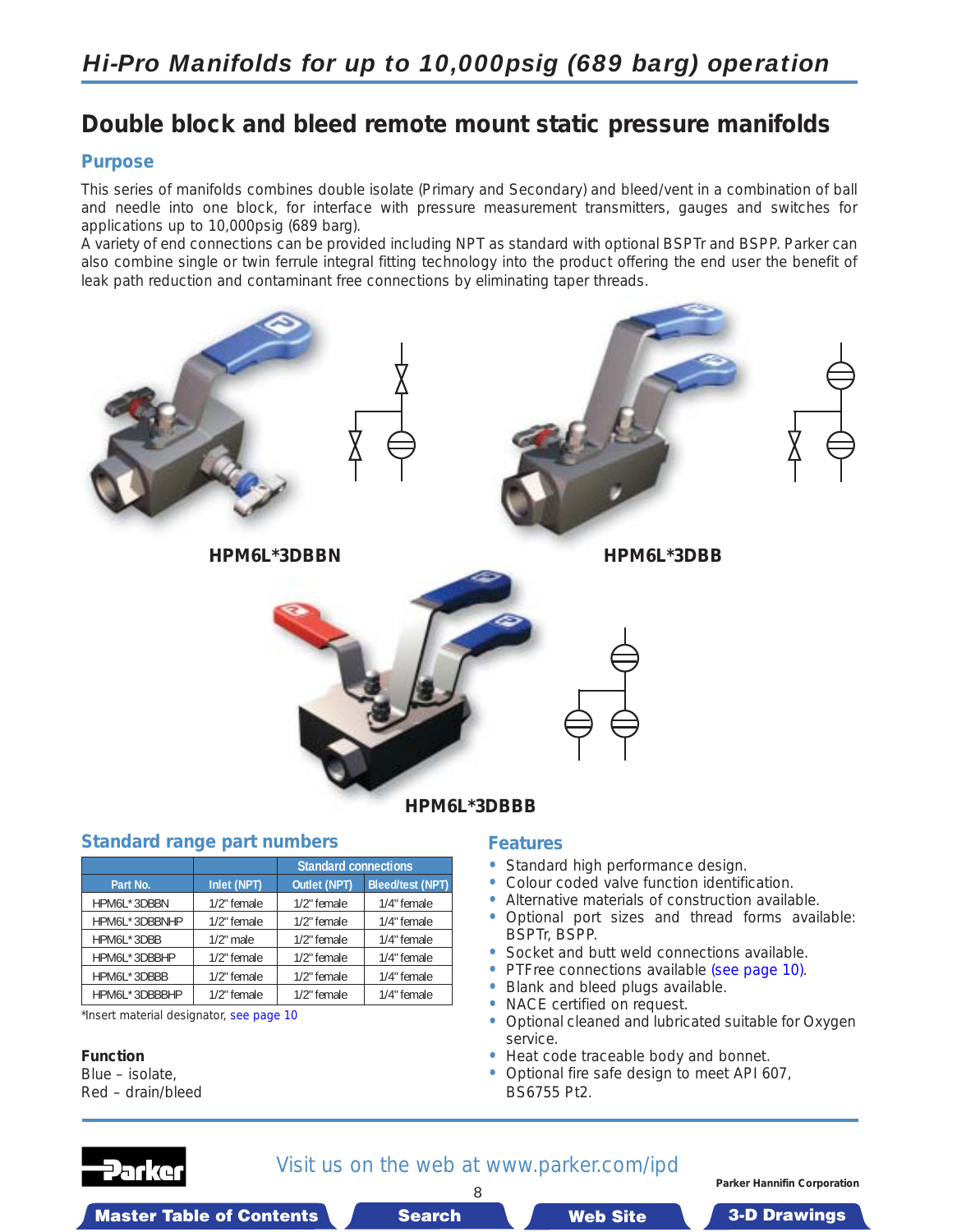# Hi-Pro Manifolds for up to 10,000psig (689 barg) operation

## Double block and bleed remote mount static pressure manifolds

### Purpose

This series of manifolds combines double isolate (Primary and Secondary) and bleed/vent in a combination of ball and needle into one block, for interface with pressure measurement transmitters, gauges and switches for applications up to 10,000psig (689 barg).

A variety of end connections can be provided including NPT as standard with optional BSPTr and BSPP. Parker can also combine single or twin ferrule integral fitting technology into the product offering the end user the benefit of leak path reduction and contaminant free connections by eliminating taper threads.

**HPM6L*3DBBN**

**HPM6L*3DBB**

**HPM6L*3DBBB**

### Standard range part numbers

| | Standard connections | | |
|---|---|---|---|
| **Part No.** | **Inlet (NPT)** | **Outlet (NPT)** | **Bleed/test (NPT)** |
| HPM6L*3DBBN | 1/2" female | 1/2" female | 1/4" female |
| HPM6L*3DBBNHP | 1/2" female | 1/2" female | 1/4" female |
| HPM6L*3DBB | 1/2" male | 1/2" female | 1/4" female |
| HPM6L*3DBBHP | 1/2" female | 1/2" female | 1/4" female |
| HPM6L*3DBBB | 1/2" female | 1/2" female | 1/4" female |
| HPM6L*3DBBBHP | 1/2" female | 1/2" female | 1/4" female |

*Insert material designator, see page 10

**Function**

Blue – isolate,
Red – drain/bleed

### Features

- Standard high performance design.
- Colour coded valve function identification.
- Alternative materials of construction available.
- Optional port sizes and thread forms available: BSPTr, BSPP.
- Socket and butt weld connections available.
- PTFree connections available (see page 10).
- Blank and bleed plugs available.
- NACE certified on request.
- Optional cleaned and lubricated suitable for Oxygen service.
- Heat code traceable body and bonnet.
- Optional fire safe design to meet API 607, BS6755 Pt2.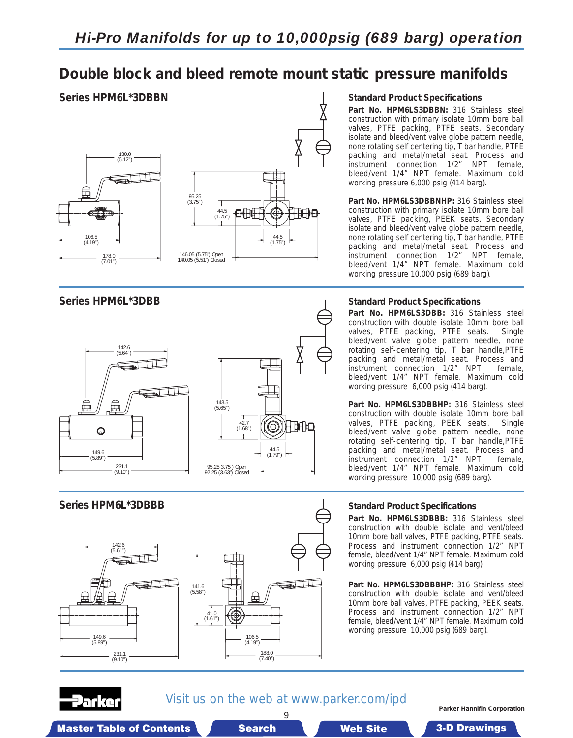## Double block and bleed remote mount static pressure manifolds

### Series HPM6L*3DBBN

130.0 (5.12")

95.25 (3.75")

44.5 (1.75")

44.5 (1.75")

106.5 (4.19")

178.0 (7.01")

146.05 (5.75") Open
140.05 (5.51") Closed

#### Standard Product Specifications

**Part No. HPM6LS3DBBN:** 316 Stainless steel construction with primary isolate 10mm bore ball valves, PTFE packing, PTFE seats. Secondary isolate and bleed/vent valve globe pattern needle, none rotating self centering tip, T bar handle, PTFE packing and metal/metal seat. Process and instrument connection 1/2" NPT female, bleed/vent 1/4" NPT female. Maximum cold working pressure 6,000 psig (414 barg).

**Part No. HPM6LS3DBBNHP:** 316 Stainless steel construction with primary isolate 10mm bore ball valves, PTFE packing, PEEK seats. Secondary isolate and bleed/vent valve globe pattern needle, none rotating self centering tip, T bar handle, PTFE packing and metal/metal seat. Process and instrument connection 1/2" NPT female, bleed/vent 1/4" NPT female. Maximum cold working pressure 10,000 psig (689 barg).

### Series HPM6L*3DBB

142.6 (5.64")

143.5 (5.65")

42.7 (1.68")

44.5 (1.79")

149.6 (5.89")

231.1 (9.10")

95.25 3.75") Open
92.25 (3.63") Closed

#### Standard Product Specifications

**Part No. HPM6LS3DBB:** 316 Stainless steel construction with double isolate 10mm bore ball valves, PTFE packing, PTFE seats. Single bleed/vent valve globe pattern needle, none rotating self-centering tip, T bar handle,PTFE packing and metal/metal seat. Process and instrument connection 1/2" NPT female, bleed/vent 1/4" NPT female. Maximum cold working pressure 6,000 psig (414 barg).

**Part No. HPM6LS3DBBHP:** 316 Stainless steel construction with double isolate 10mm bore ball valves, PTFE packing, PEEK seats. Single bleed/vent valve globe pattern needle, none rotating self-centering tip, T bar handle,PTFE packing and metal/metal seat. Process and instrument connection 1/2" NPT female, bleed/vent 1/4" NPT female. Maximum cold working pressure 10,000 psig (689 barg).

### Series HPM6L*3DBBB

142.6 (5.61")

141.6 (5.58")

41.0 (1.61")

149.6 (5.89")

231.1 (9.10")

106.5 (4.19")

188.0 (7.40")

#### Standard Product Specifications

**Part No. HPM6LS3DBBB:** 316 Stainless steel construction with double isolate and vent/bleed 10mm bore ball valves, PTFE packing, PTFE seats. Process and instrument connection 1/2" NPT female, bleed/vent 1/4" NPT female. Maximum cold working pressure 6,000 psig (414 barg).

**Part No. HPM6LS3DBBBHP:** 316 Stainless steel construction with double isolate and vent/bleed 10mm bore ball valves, PTFE packing, PEEK seats. Process and instrument connection 1/2" NPT female, bleed/vent 1/4" NPT female. Maximum cold working pressure 10,000 psig (689 barg).

Visit us on the web at www.parker.com/ipd

Parker Hannifin Corporation

Master Table of Contents | Search | Web Site | 3-D Drawings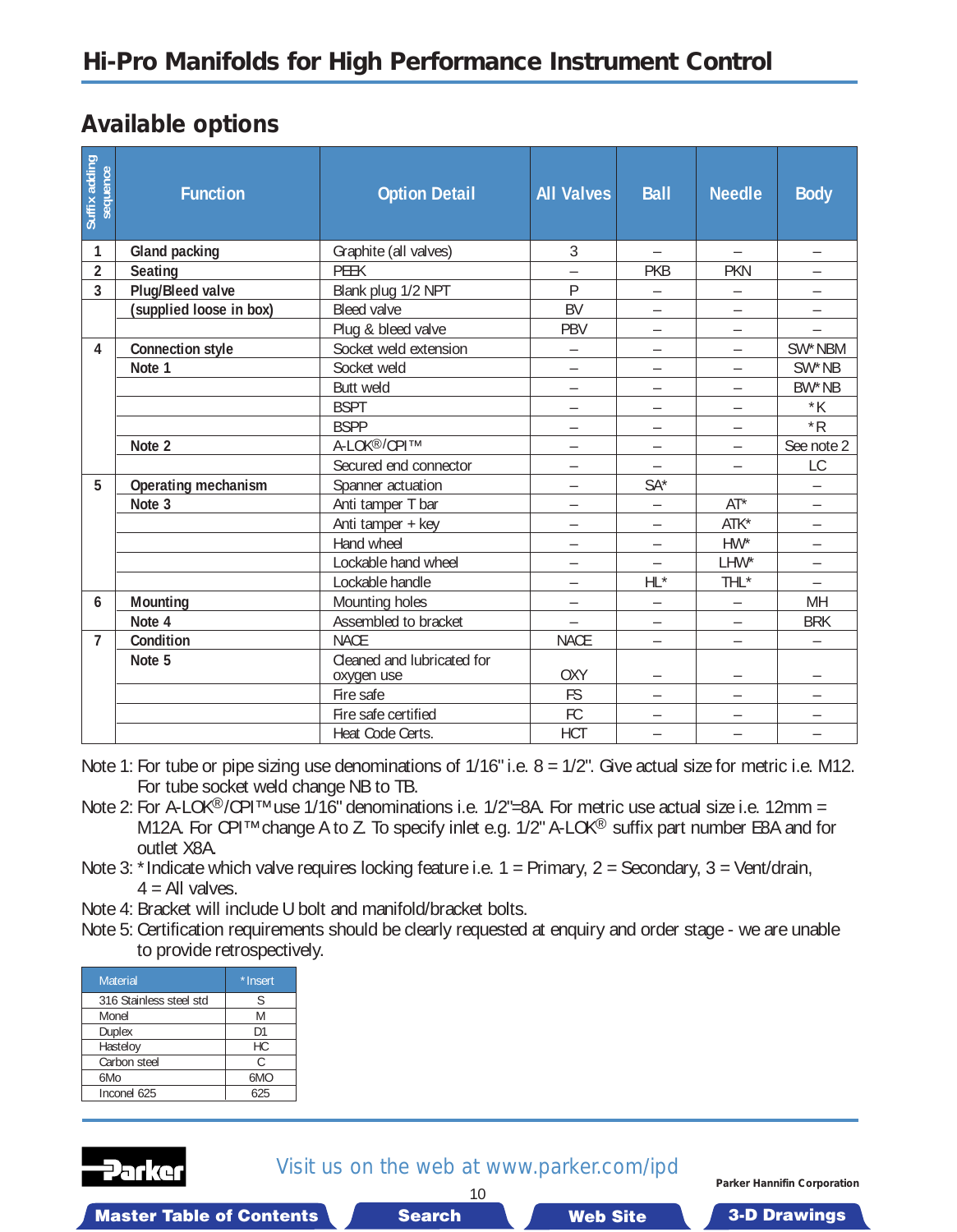# Hi-Pro Manifolds for High Performance Instrument Control

## Available options

| Suffix adding sequence | Function | Option Detail | All Valves | Ball | Needle | Body |
|---|---|---|---|---|---|---|
| 1 | **Gland packing** | Graphite (all valves) | 3 | – | – | – |
| 2 | **Seating** | PEEK | – | PKB | PKN | – |
| 3 | **Plug/Bleed valve** | Blank plug 1/2 NPT | P | – | – | – |
| | **(supplied loose in box)** | Bleed valve | BV | – | – | – |
| | | Plug & bleed valve | PBV | – | – | – |
| 4 | **Connection style** | Socket weld extension | – | – | – | SW* NBM |
| | **Note 1** | Socket weld | – | – | – | SW* NB |
| | | Butt weld | – | – | – | BW* NB |
| | | BSPT | – | – | – | * K |
| | | BSPP | – | – | – | * R |
| | **Note 2** | A-LOK®/CPI™ | – | – | – | See note 2 |
| | | Secured end connector | – | – | – | LC |
| 5 | **Operating mechanism** | Spanner actuation | – | SA* | | – |
| | **Note 3** | Anti tamper T bar | – | – | AT* | – |
| | | Anti tamper + key | – | – | ATK* | – |
| | | Hand wheel | – | – | HW* | – |
| | | Lockable hand wheel | – | – | LHW* | – |
| | | Lockable handle | – | HL* | THL* | – |
| 6 | **Mounting** | Mounting holes | – | – | – | MH |
| | **Note 4** | Assembled to bracket | – | – | – | BRK |
| 7 | **Condition** | NACE | NACE | – | – | – |
| | **Note 5** | Cleaned and lubricated for oxygen use | OXY | – | – | – |
| | | Fire safe | FS | – | – | – |
| | | Fire safe certified | FC | – | – | – |
| | | Heat Code Certs. | HCT | – | – | – |

Note 1: For tube or pipe sizing use denominations of 1/16" i.e. 8 = 1/2". Give actual size for metric i.e. M12. For tube socket weld change NB to TB.

Note 2: For A-LOK®/CPI™ use 1/16" denominations i.e. 1/2"=8A. For metric use actual size i.e. 12mm = M12A. For CPI™ change A to Z. To specify inlet e.g. 1/2" A-LOK® suffix part number E8A and for outlet X8A.

Note 3: * Indicate which valve requires locking feature i.e. 1 = Primary, 2 = Secondary, 3 = Vent/drain, 4 = All valves.

Note 4: Bracket will include U bolt and manifold/bracket bolts.

Note 5: Certification requirements should be clearly requested at enquiry and order stage - we are unable to provide retrospectively.

| Material | * Insert |
|---|---|
| 316 Stainless steel std | S |
| Monel | M |
| Duplex | D1 |
| Hasteloy | HC |
| Carbon steel | C |
| 6Mo | 6MO |
| Inconel 625 | 625 |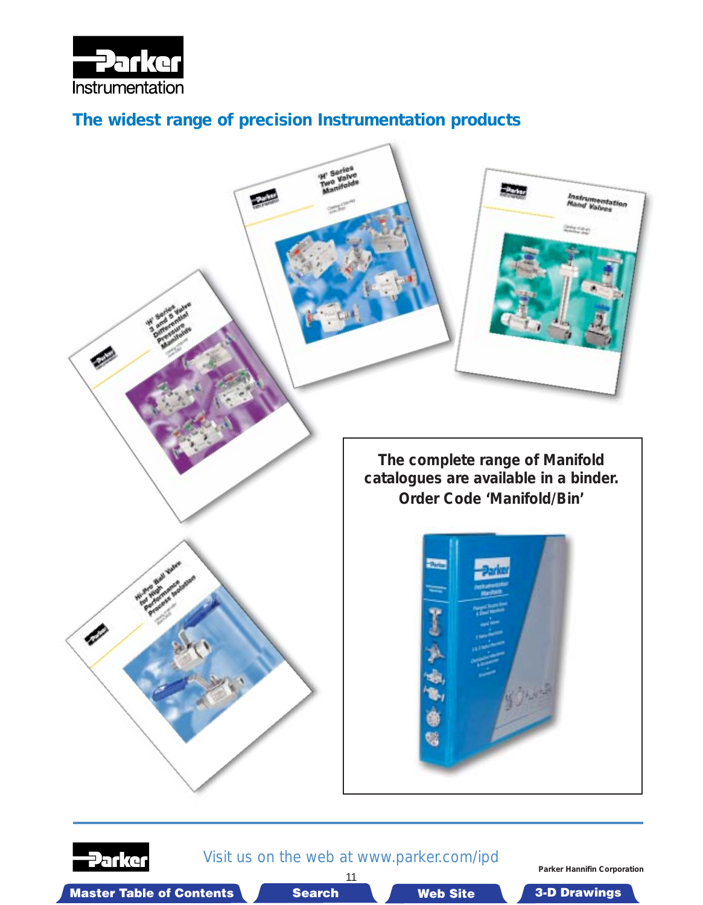# The widest range of precision Instrumentation products

**The complete range of Manifold catalogues are available in a binder. Order Code 'Manifold/Bin'**

Visit us on the web at www.parker.com/ipd

Parker Hannifin Corporation

Master Table of Contents | Search | Web Site | 3-D Drawings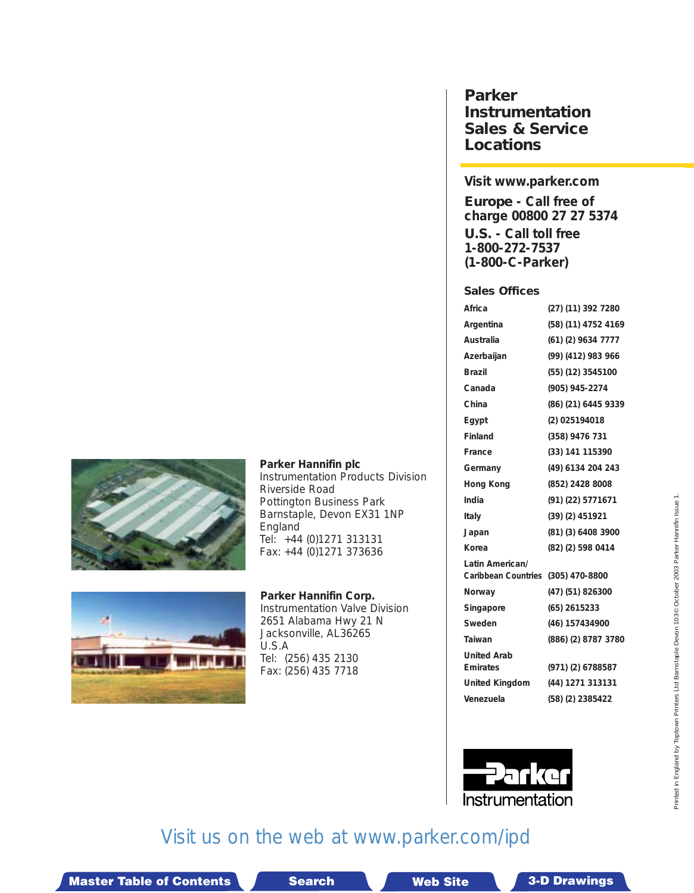# Parker Instrumentation Sales & Service Locations

**Visit www.parker.com**

**Europe - Call free of charge 00800 27 27 5374**

**U.S. - Call toll free 1-800-272-7537 (1-800-C-Parker)**

## Sales Offices

| | |
|---|---|
| Africa | (27) (11) 392 7280 |
| Argentina | (58) (11) 4752 4169 |
| Australia | (61) (2) 9634 7777 |
| Azerbaijan | (99) (412) 983 966 |
| Brazil | (55) (12) 3545100 |
| Canada | (905) 945-2274 |
| China | (86) (21) 6445 9339 |
| Egypt | (2) 025194018 |
| Finland | (358) 9476 731 |
| France | (33) 141 115390 |
| Germany | (49) 6134 204 243 |
| Hong Kong | (852) 2428 8008 |
| India | (91) (22) 5771671 |
| Italy | (39) (2) 451921 |
| Japan | (81) (3) 6408 3900 |
| Korea | (82) (2) 598 0414 |
| Latin American/ Caribbean Countries | (305) 470-8800 |
| Norway | (47) (51) 826300 |
| Singapore | (65) 2615233 |
| Sweden | (46) 157434900 |
| Taiwan | (886) (2) 8787 3780 |
| United Arab Emirates | (971) (2) 6788587 |
| United Kingdom | (44) 1271 313131 |
| Venezuela | (58) (2) 2385422 |

**Parker Hannifin plc**
Instrumentation Products Division
Riverside Road
Pottington Business Park
Barnstaple, Devon EX31 1NP
England
Tel: +44 (0)1271 313131
Fax: +44 (0)1271 373636

**Parker Hannifin Corp.**
Instrumentation Valve Division
2651 Alabama Hwy 21 N
Jacksonville, AL36265
U.S.A
Tel: (256) 435 2130
Fax: (256) 435 7718

Parker Instrumentation

Printed in England by Toptown Printers Ltd Barnstaple Devon 103© October 2003 Parker Hannifin Issue 1.

Visit us on the web at www.parker.com/ipd

Master Table of Contents | Search | Web Site | 3-D Drawings